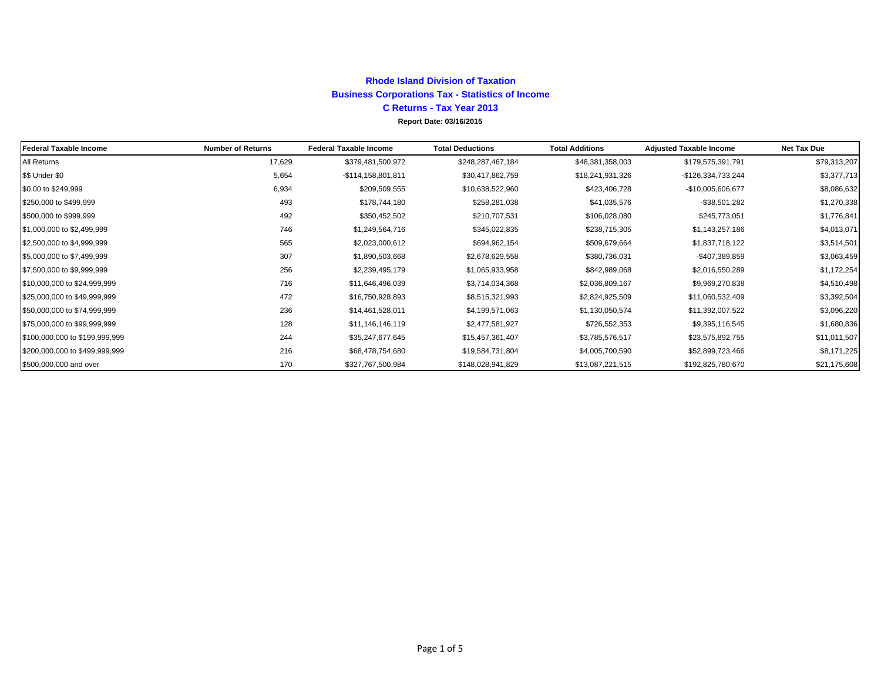# Rhode Island Division of Taxation

## Business Corporations Tax - Statistics of Income

### C Returns - Tax Year 2013

**Report Date: 03/16/2015**

| Federal Taxable Income | Number of Returns | Federal Taxable Income | Total Deductions | Total Additions | Adjusted Taxable Income | Net Tax Due |
|---|---|---|---|---|---|---|
| All Returns | 17,629 | $379,481,500,972 | $248,287,467,184 | $48,381,358,003 | $179,575,391,791 | $79,313,207 |
| $$ Under $0 | 5,654 | -$114,158,801,811 | $30,417,862,759 | $18,241,931,326 | -$126,334,733,244 | $3,377,713 |
| $0.00 to $249,999 | 6,934 | $209,509,555 | $10,638,522,960 | $423,406,728 | -$10,005,606,677 | $8,086,632 |
| $250,000 to $499,999 | 493 | $178,744,180 | $258,281,038 | $41,035,576 | -$38,501,282 | $1,270,338 |
| $500,000 to $999,999 | 492 | $350,452,502 | $210,707,531 | $106,028,080 | $245,773,051 | $1,776,841 |
| $1,000,000 to $2,499,999 | 746 | $1,249,564,716 | $345,022,835 | $238,715,305 | $1,143,257,186 | $4,013,071 |
| $2,500,000 to $4,999,999 | 565 | $2,023,000,612 | $694,962,154 | $509,679,664 | $1,837,718,122 | $3,514,501 |
| $5,000,000 to $7,499,999 | 307 | $1,890,503,668 | $2,678,629,558 | $380,736,031 | -$407,389,859 | $3,063,459 |
| $7,500,000 to $9,999,999 | 256 | $2,239,495,179 | $1,065,933,958 | $842,989,068 | $2,016,550,289 | $1,172,254 |
| $10,000,000 to $24,999,999 | 716 | $11,646,496,039 | $3,714,034,368 | $2,036,809,167 | $9,969,270,838 | $4,510,498 |
| $25,000,000 to $49,999,999 | 472 | $16,750,928,893 | $8,515,321,993 | $2,824,925,509 | $11,060,532,409 | $3,392,504 |
| $50,000,000 to $74,999,999 | 236 | $14,461,528,011 | $4,199,571,063 | $1,130,050,574 | $11,392,007,522 | $3,096,220 |
| $75,000,000 to $99,999,999 | 128 | $11,146,146,119 | $2,477,581,927 | $726,552,353 | $9,395,116,545 | $1,680,836 |
| $100,000,000 to $199,999,999 | 244 | $35,247,677,645 | $15,457,361,407 | $3,785,576,517 | $23,575,892,755 | $11,011,507 |
| $200,000,000 to $499,999,999 | 216 | $68,478,754,680 | $19,584,731,804 | $4,005,700,590 | $52,899,723,466 | $8,171,225 |
| $500,000,000 and over | 170 | $327,767,500,984 | $148,028,941,829 | $13,087,221,515 | $192,825,780,670 | $21,175,608 |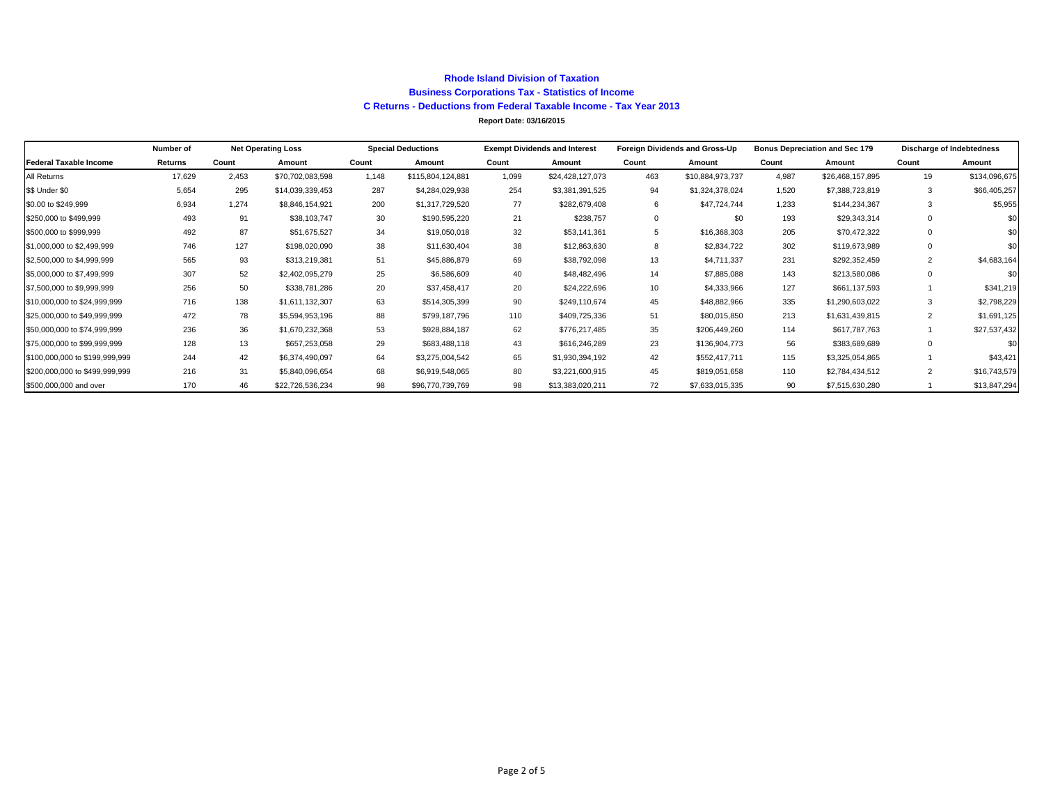**Rhode Island Division of Taxation**

**Business Corporations Tax - Statistics of Income**

**C Returns - Deductions from Federal Taxable Income - Tax Year 2013**

**Report Date: 03/16/2015**

| | Number of | Net Operating Loss | | Special Deductions | | Exempt Dividends and Interest | | Foreign Dividends and Gross-Up | | Bonus Depreciation and Sec 179 | | Discharge of Indebtedness | |
|---|---|---|---|---|---|---|---|---|---|---|---|---|---|
| **Federal Taxable Income** | **Returns** | **Count** | **Amount** | **Count** | **Amount** | **Count** | **Amount** | **Count** | **Amount** | **Count** | **Amount** | **Count** | **Amount** |
| All Returns | 17,629 | 2,453 | $70,702,083,598 | 1,148 | $115,804,124,881 | 1,099 | $24,428,127,073 | 463 | $10,884,973,737 | 4,987 | $26,468,157,895 | 19 | $134,096,675 |
| $$ Under $0 | 5,654 | 295 | $14,039,339,453 | 287 | $4,284,029,938 | 254 | $3,381,391,525 | 94 | $1,324,378,024 | 1,520 | $7,388,723,819 | 3 | $66,405,257 |
| $0.00 to $249,999 | 6,934 | 1,274 | $8,846,154,921 | 200 | $1,317,729,520 | 77 | $282,679,408 | 6 | $47,724,744 | 1,233 | $144,234,367 | 3 | $5,955 |
| $250,000 to $499,999 | 493 | 91 | $38,103,747 | 30 | $190,595,220 | 21 | $238,757 | 0 | $0 | 193 | $29,343,314 | 0 | $0 |
| $500,000 to $999,999 | 492 | 87 | $51,675,527 | 34 | $19,050,018 | 32 | $53,141,361 | 5 | $16,368,303 | 205 | $70,472,322 | 0 | $0 |
| $1,000,000 to $2,499,999 | 746 | 127 | $198,020,090 | 38 | $11,630,404 | 38 | $12,863,630 | 8 | $2,834,722 | 302 | $119,673,989 | 0 | $0 |
| $2,500,000 to $4,999,999 | 565 | 93 | $313,219,381 | 51 | $45,886,879 | 69 | $38,792,098 | 13 | $4,711,337 | 231 | $292,352,459 | 2 | $4,683,164 |
| $5,000,000 to $7,499,999 | 307 | 52 | $2,402,095,279 | 25 | $6,586,609 | 40 | $48,482,496 | 14 | $7,885,088 | 143 | $213,580,086 | 0 | $0 |
| $7,500,000 to $9,999,999 | 256 | 50 | $338,781,286 | 20 | $37,458,417 | 20 | $24,222,696 | 10 | $4,333,966 | 127 | $661,137,593 | 1 | $341,219 |
| $10,000,000 to $24,999,999 | 716 | 138 | $1,611,132,307 | 63 | $514,305,399 | 90 | $249,110,674 | 45 | $48,882,966 | 335 | $1,290,603,022 | 3 | $2,798,229 |
| $25,000,000 to $49,999,999 | 472 | 78 | $5,594,953,196 | 88 | $799,187,796 | 110 | $409,725,336 | 51 | $80,015,850 | 213 | $1,631,439,815 | 2 | $1,691,125 |
| $50,000,000 to $74,999,999 | 236 | 36 | $1,670,232,368 | 53 | $928,884,187 | 62 | $776,217,485 | 35 | $206,449,260 | 114 | $617,787,763 | 1 | $27,537,432 |
| $75,000,000 to $99,999,999 | 128 | 13 | $657,253,058 | 29 | $683,488,118 | 43 | $616,246,289 | 23 | $136,904,773 | 56 | $383,689,689 | 0 | $0 |
| $100,000,000 to $199,999,999 | 244 | 42 | $6,374,490,097 | 64 | $3,275,004,542 | 65 | $1,930,394,192 | 42 | $552,417,711 | 115 | $3,325,054,865 | 1 | $43,421 |
| $200,000,000 to $499,999,999 | 216 | 31 | $5,840,096,654 | 68 | $6,919,548,065 | 80 | $3,221,600,915 | 45 | $819,051,658 | 110 | $2,784,434,512 | 2 | $16,743,579 |
| $500,000,000 and over | 170 | 46 | $22,726,536,234 | 98 | $96,770,739,769 | 98 | $13,383,020,211 | 72 | $7,633,015,335 | 90 | $7,515,630,280 | 1 | $13,847,294 |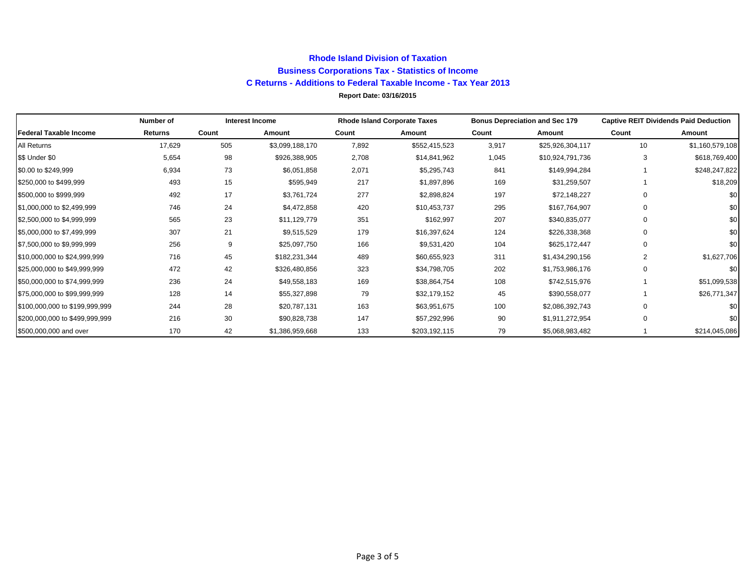# Rhode Island Division of Taxation

## Business Corporations Tax - Statistics of Income

### C Returns - Additions to Federal Taxable Income - Tax Year 2013

**Report Date: 03/16/2015**

| | Number of | Interest Income | | Rhode Island Corporate Taxes | | Bonus Depreciation and Sec 179 | | Captive REIT Dividends Paid Deduction | |
|---|---|---|---|---|---|---|---|---|---|
| **Federal Taxable Income** | **Returns** | **Count** | **Amount** | **Count** | **Amount** | **Count** | **Amount** | **Count** | **Amount** |
| All Returns | 17,629 | 505 | $3,099,188,170 | 7,892 | $552,415,523 | 3,917 | $25,926,304,117 | 10 | $1,160,579,108 |
| $$ Under $0 | 5,654 | 98 | $926,388,905 | 2,708 | $14,841,962 | 1,045 | $10,924,791,736 | 3 | $618,769,400 |
| $0.00 to $249,999 | 6,934 | 73 | $6,051,858 | 2,071 | $5,295,743 | 841 | $149,994,284 | 1 | $248,247,822 |
| $250,000 to $499,999 | 493 | 15 | $595,949 | 217 | $1,897,896 | 169 | $31,259,507 | 1 | $18,209 |
| $500,000 to $999,999 | 492 | 17 | $3,761,724 | 277 | $2,898,824 | 197 | $72,148,227 | 0 | $0 |
| $1,000,000 to $2,499,999 | 746 | 24 | $4,472,858 | 420 | $10,453,737 | 295 | $167,764,907 | 0 | $0 |
| $2,500,000 to $4,999,999 | 565 | 23 | $11,129,779 | 351 | $162,997 | 207 | $340,835,077 | 0 | $0 |
| $5,000,000 to $7,499,999 | 307 | 21 | $9,515,529 | 179 | $16,397,624 | 124 | $226,338,368 | 0 | $0 |
| $7,500,000 to $9,999,999 | 256 | 9 | $25,097,750 | 166 | $9,531,420 | 104 | $625,172,447 | 0 | $0 |
| $10,000,000 to $24,999,999 | 716 | 45 | $182,231,344 | 489 | $60,655,923 | 311 | $1,434,290,156 | 2 | $1,627,706 |
| $25,000,000 to $49,999,999 | 472 | 42 | $326,480,856 | 323 | $34,798,705 | 202 | $1,753,986,176 | 0 | $0 |
| $50,000,000 to $74,999,999 | 236 | 24 | $49,558,183 | 169 | $38,864,754 | 108 | $742,515,976 | 1 | $51,099,538 |
| $75,000,000 to $99,999,999 | 128 | 14 | $55,327,898 | 79 | $32,179,152 | 45 | $390,558,077 | 1 | $26,771,347 |
| $100,000,000 to $199,999,999 | 244 | 28 | $20,787,131 | 163 | $63,951,675 | 100 | $2,086,392,743 | 0 | $0 |
| $200,000,000 to $499,999,999 | 216 | 30 | $90,828,738 | 147 | $57,292,996 | 90 | $1,911,272,954 | 0 | $0 |
| $500,000,000 and over | 170 | 42 | $1,386,959,668 | 133 | $203,192,115 | 79 | $5,068,983,482 | 1 | $214,045,086 |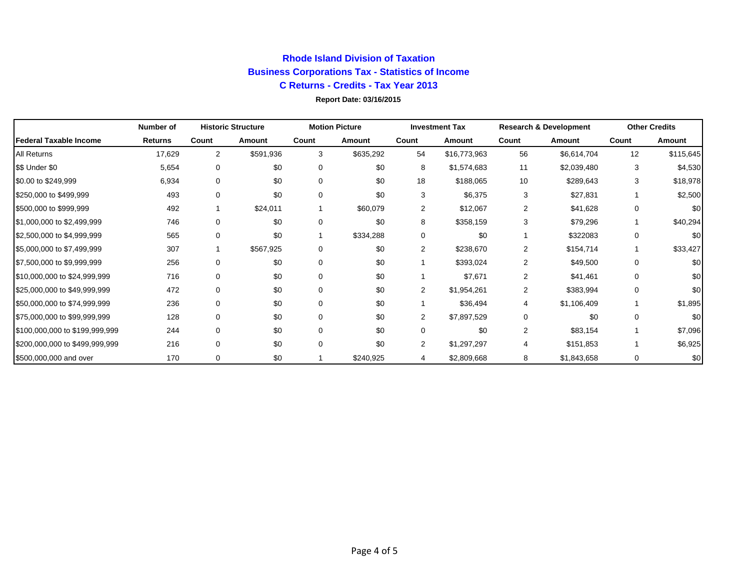# Rhode Island Division of Taxation

## Business Corporations Tax - Statistics of Income

## C Returns - Credits - Tax Year 2013

**Report Date: 03/16/2015**

| | Number of | Historic Structure | | Motion Picture | | Investment Tax | | Research & Development | | Other Credits | |
|---|---|---|---|---|---|---|---|---|---|---|---|
| **Federal Taxable Income** | **Returns** | **Count** | **Amount** | **Count** | **Amount** | **Count** | **Amount** | **Count** | **Amount** | **Count** | **Amount** |
| All Returns | 17,629 | 2 | $591,936 | 3 | $635,292 | 54 | $16,773,963 | 56 | $6,614,704 | 12 | $115,645 |
| $$ Under $0 | 5,654 | 0 | $0 | 0 | $0 | 8 | $1,574,683 | 11 | $2,039,480 | 3 | $4,530 |
| $0.00 to $249,999 | 6,934 | 0 | $0 | 0 | $0 | 18 | $188,065 | 10 | $289,643 | 3 | $18,978 |
| $250,000 to $499,999 | 493 | 0 | $0 | 0 | $0 | 3 | $6,375 | 3 | $27,831 | 1 | $2,500 |
| $500,000 to $999,999 | 492 | 1 | $24,011 | 1 | $60,079 | 2 | $12,067 | 2 | $41,628 | 0 | $0 |
| $1,000,000 to $2,499,999 | 746 | 0 | $0 | 0 | $0 | 8 | $358,159 | 3 | $79,296 | 1 | $40,294 |
| $2,500,000 to $4,999,999 | 565 | 0 | $0 | 1 | $334,288 | 0 | $0 | 1 | $322083 | 0 | $0 |
| $5,000,000 to $7,499,999 | 307 | 1 | $567,925 | 0 | $0 | 2 | $238,670 | 2 | $154,714 | 1 | $33,427 |
| $7,500,000 to $9,999,999 | 256 | 0 | $0 | 0 | $0 | 1 | $393,024 | 2 | $49,500 | 0 | $0 |
| $10,000,000 to $24,999,999 | 716 | 0 | $0 | 0 | $0 | 1 | $7,671 | 2 | $41,461 | 0 | $0 |
| $25,000,000 to $49,999,999 | 472 | 0 | $0 | 0 | $0 | 2 | $1,954,261 | 2 | $383,994 | 0 | $0 |
| $50,000,000 to $74,999,999 | 236 | 0 | $0 | 0 | $0 | 1 | $36,494 | 4 | $1,106,409 | 1 | $1,895 |
| $75,000,000 to $99,999,999 | 128 | 0 | $0 | 0 | $0 | 2 | $7,897,529 | 0 | $0 | 0 | $0 |
| $100,000,000 to $199,999,999 | 244 | 0 | $0 | 0 | $0 | 0 | $0 | 2 | $83,154 | 1 | $7,096 |
| $200,000,000 to $499,999,999 | 216 | 0 | $0 | 0 | $0 | 2 | $1,297,297 | 4 | $151,853 | 1 | $6,925 |
| $500,000,000 and over | 170 | 0 | $0 | 1 | $240,925 | 4 | $2,809,668 | 8 | $1,843,658 | 0 | $0 |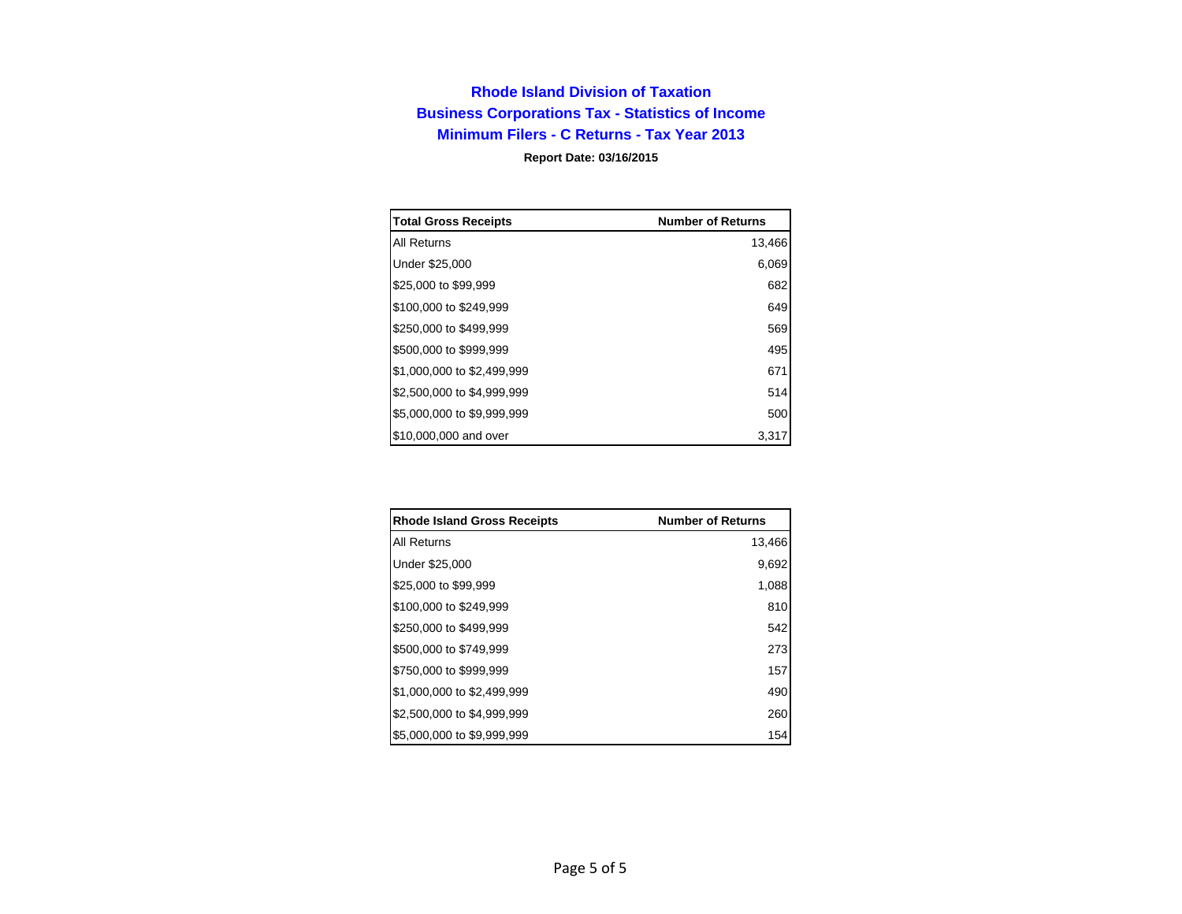# Rhode Island Division of Taxation

## Business Corporations Tax - Statistics of Income

## Minimum Filers - C Returns - Tax Year 2013

**Report Date: 03/16/2015**

| Total Gross Receipts | Number of Returns |
|---|---:|
| All Returns | 13,466 |
| Under $25,000 | 6,069 |
| $25,000 to $99,999 | 682 |
| $100,000 to $249,999 | 649 |
| $250,000 to $499,999 | 569 |
| $500,000 to $999,999 | 495 |
| $1,000,000 to $2,499,999 | 671 |
| $2,500,000 to $4,999,999 | 514 |
| $5,000,000 to $9,999,999 | 500 |
| $10,000,000 and over | 3,317 |

| Rhode Island Gross Receipts | Number of Returns |
|---|---:|
| All Returns | 13,466 |
| Under $25,000 | 9,692 |
| $25,000 to $99,999 | 1,088 |
| $100,000 to $249,999 | 810 |
| $250,000 to $499,999 | 542 |
| $500,000 to $749,999 | 273 |
| $750,000 to $999,999 | 157 |
| $1,000,000 to $2,499,999 | 490 |
| $2,500,000 to $4,999,999 | 260 |
| $5,000,000 to $9,999,999 | 154 |